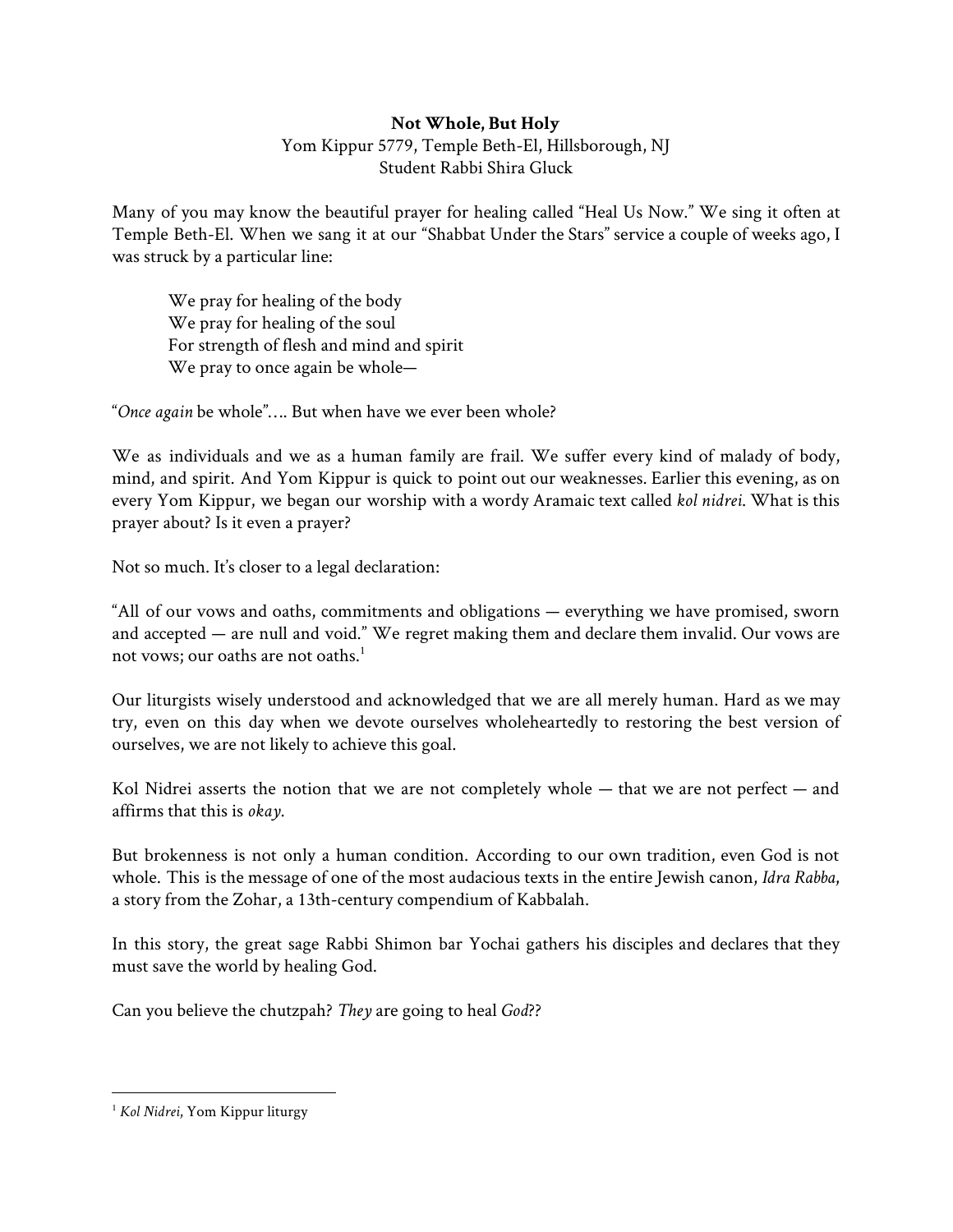**Not Whole, But Holy**

Yom Kippur 5779, Temple Beth-El, Hillsborough, NJ

Student Rabbi Shira Gluck

Many of you may know the beautiful prayer for healing called "Heal Us Now." We sing it often at Temple Beth-El. When we sang it at our "Shabbat Under the Stars" service a couple of weeks ago, I was struck by a particular line:

> We pray for healing of the body
> We pray for healing of the soul
> For strength of flesh and mind and spirit
> We pray to once again be whole—

"*Once again* be whole"…. But when have we ever been whole?

We as individuals and we as a human family are frail. We suffer every kind of malady of body, mind, and spirit. And Yom Kippur is quick to point out our weaknesses. Earlier this evening, as on every Yom Kippur, we began our worship with a wordy Aramaic text called *kol nidrei*. What is this prayer about? Is it even a prayer?

Not so much. It's closer to a legal declaration:

"All of our vows and oaths, commitments and obligations — everything we have promised, sworn and accepted — are null and void." We regret making them and declare them invalid. Our vows are not vows; our oaths are not oaths.[1]

Our liturgists wisely understood and acknowledged that we are all merely human. Hard as we may try, even on this day when we devote ourselves wholeheartedly to restoring the best version of ourselves, we are not likely to achieve this goal.

Kol Nidrei asserts the notion that we are not completely whole — that we are not perfect — and affirms that this is *okay*.

But brokenness is not only a human condition. According to our own tradition, even God is not whole. This is the message of one of the most audacious texts in the entire Jewish canon, *Idra Rabba*, a story from the Zohar, a 13th-century compendium of Kabbalah.

In this story, the great sage Rabbi Shimon bar Yochai gathers his disciples and declares that they must save the world by healing God.

Can you believe the chutzpah? *They* are going to heal *God*??

---

[1] *Kol Nidrei*, Yom Kippur liturgy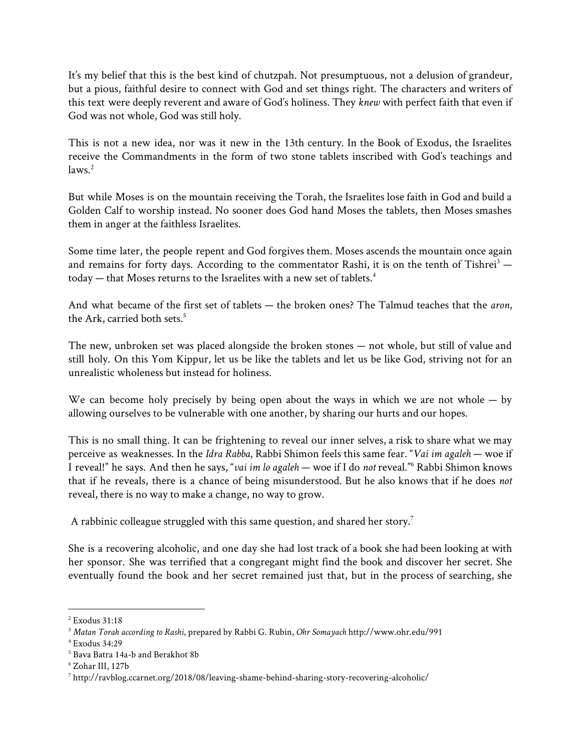It's my belief that this is the best kind of chutzpah. Not presumptuous, not a delusion of grandeur, but a pious, faithful desire to connect with God and set things right. The characters and writers of this text were deeply reverent and aware of God's holiness. They *knew* with perfect faith that even if God was not whole, God was still holy.

This is not a new idea, nor was it new in the 13th century. In the Book of Exodus, the Israelites receive the Commandments in the form of two stone tablets inscribed with God's teachings and laws.[2]

But while Moses is on the mountain receiving the Torah, the Israelites lose faith in God and build a Golden Calf to worship instead. No sooner does God hand Moses the tablets, then Moses smashes them in anger at the faithless Israelites.

Some time later, the people repent and God forgives them. Moses ascends the mountain once again and remains for forty days. According to the commentator Rashi, it is on the tenth of Tishrei[3] — today — that Moses returns to the Israelites with a new set of tablets.[4]

And what became of the first set of tablets — the broken ones? The Talmud teaches that the *aron*, the Ark, carried both sets.[5]

The new, unbroken set was placed alongside the broken stones — not whole, but still of value and still holy. On this Yom Kippur, let us be like the tablets and let us be like God, striving not for an unrealistic wholeness but instead for holiness.

We can become holy precisely by being open about the ways in which we are not whole — by allowing ourselves to be vulnerable with one another, by sharing our hurts and our hopes.

This is no small thing. It can be frightening to reveal our inner selves, a risk to share what we may perceive as weaknesses. In the *Idra Rabba*, Rabbi Shimon feels this same fear. "*Vai im agaleh* — woe if I reveal!" he says. And then he says, "*vai im lo agaleh* — woe if I do *not* reveal."[6] Rabbi Shimon knows that if he reveals, there is a chance of being misunderstood. But he also knows that if he does *not* reveal, there is no way to make a change, no way to grow.

A rabbinic colleague struggled with this same question, and shared her story.[7]

She is a recovering alcoholic, and one day she had lost track of a book she had been looking at with her sponsor. She was terrified that a congregant might find the book and discover her secret. She eventually found the book and her secret remained just that, but in the process of searching, she

---

[2] Exodus 31:18

[3] *Matan Torah according to Rashi*, prepared by Rabbi G. Rubin, *Ohr Somayach* http://www.ohr.edu/991

[4] Exodus 34:29

[5] Bava Batra 14a-b and Berakhot 8b

[6] Zohar III, 127b

[7] http://ravblog.ccarnet.org/2018/08/leaving-shame-behind-sharing-story-recovering-alcoholic/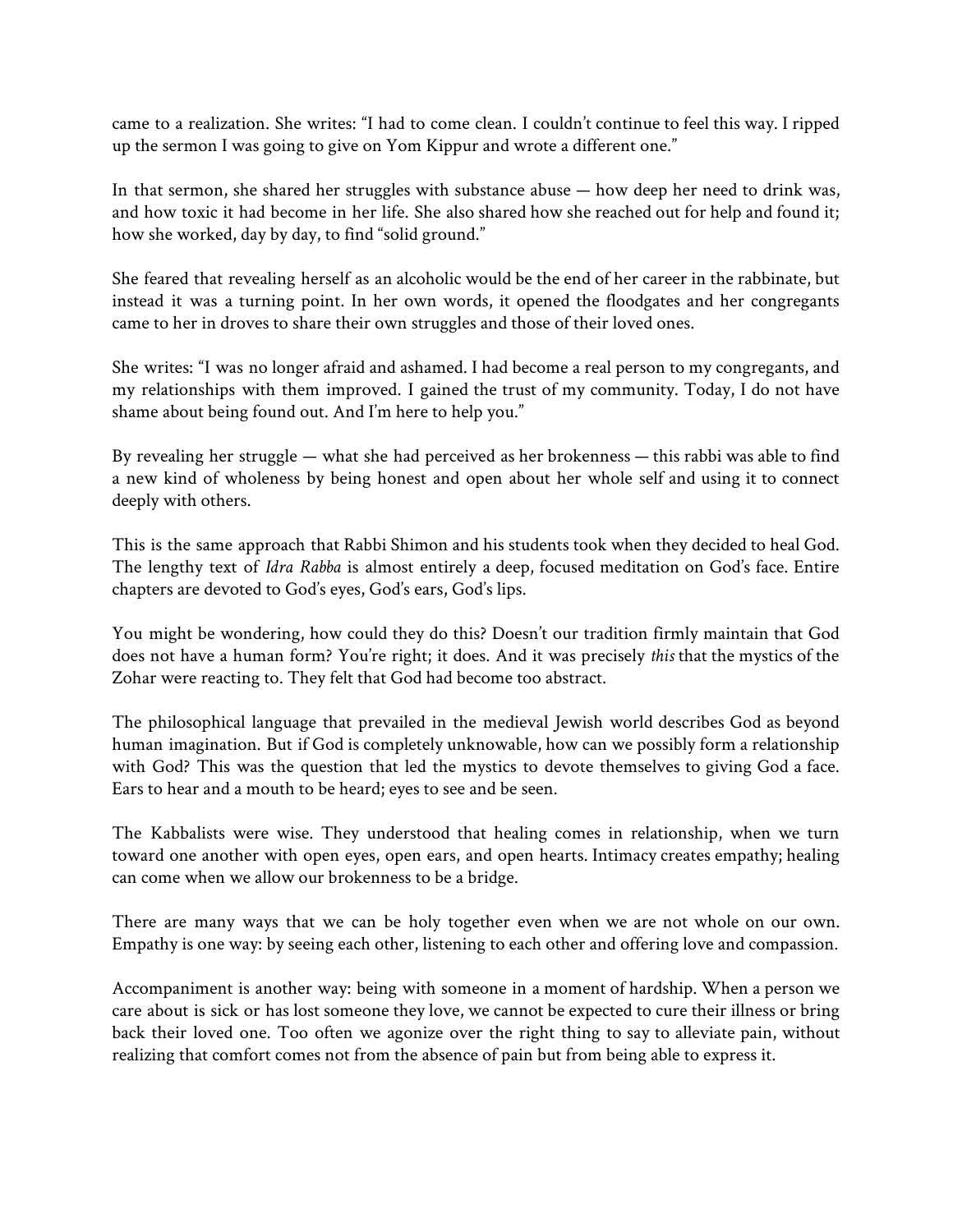came to a realization. She writes: "I had to come clean. I couldn't continue to feel this way. I ripped up the sermon I was going to give on Yom Kippur and wrote a different one."

In that sermon, she shared her struggles with substance abuse — how deep her need to drink was, and how toxic it had become in her life. She also shared how she reached out for help and found it; how she worked, day by day, to find "solid ground."

She feared that revealing herself as an alcoholic would be the end of her career in the rabbinate, but instead it was a turning point. In her own words, it opened the floodgates and her congregants came to her in droves to share their own struggles and those of their loved ones.

She writes: "I was no longer afraid and ashamed. I had become a real person to my congregants, and my relationships with them improved. I gained the trust of my community. Today, I do not have shame about being found out. And I'm here to help you."

By revealing her struggle — what she had perceived as her brokenness — this rabbi was able to find a new kind of wholeness by being honest and open about her whole self and using it to connect deeply with others.

This is the same approach that Rabbi Shimon and his students took when they decided to heal God. The lengthy text of *Idra Rabba* is almost entirely a deep, focused meditation on God's face. Entire chapters are devoted to God's eyes, God's ears, God's lips.

You might be wondering, how could they do this? Doesn't our tradition firmly maintain that God does not have a human form? You're right; it does. And it was precisely *this* that the mystics of the Zohar were reacting to. They felt that God had become too abstract.

The philosophical language that prevailed in the medieval Jewish world describes God as beyond human imagination. But if God is completely unknowable, how can we possibly form a relationship with God? This was the question that led the mystics to devote themselves to giving God a face. Ears to hear and a mouth to be heard; eyes to see and be seen.

The Kabbalists were wise. They understood that healing comes in relationship, when we turn toward one another with open eyes, open ears, and open hearts. Intimacy creates empathy; healing can come when we allow our brokenness to be a bridge.

There are many ways that we can be holy together even when we are not whole on our own. Empathy is one way: by seeing each other, listening to each other and offering love and compassion.

Accompaniment is another way: being with someone in a moment of hardship. When a person we care about is sick or has lost someone they love, we cannot be expected to cure their illness or bring back their loved one. Too often we agonize over the right thing to say to alleviate pain, without realizing that comfort comes not from the absence of pain but from being able to express it.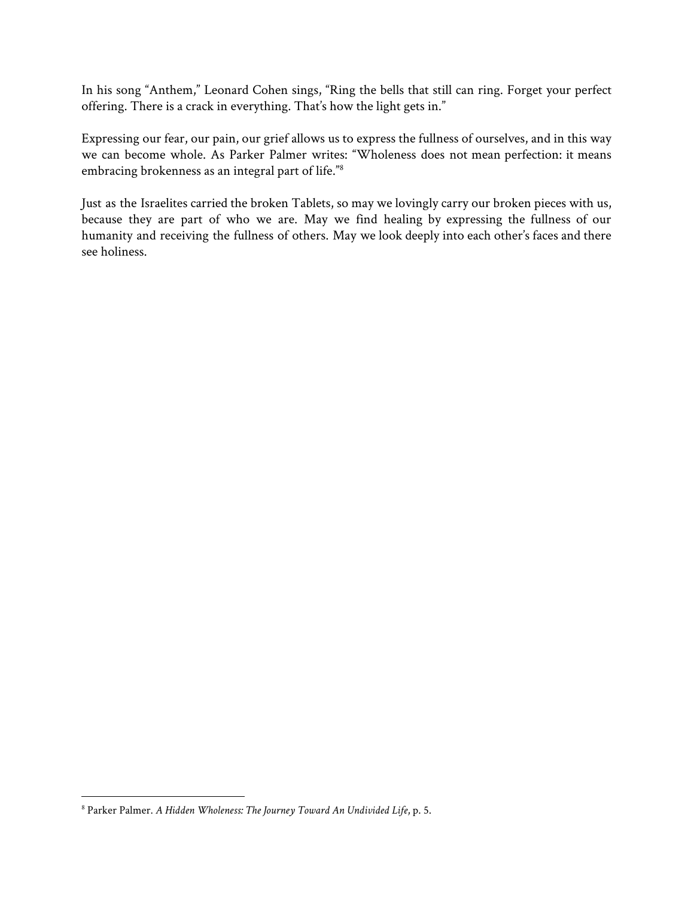In his song "Anthem," Leonard Cohen sings, "Ring the bells that still can ring. Forget your perfect offering. There is a crack in everything. That's how the light gets in."

Expressing our fear, our pain, our grief allows us to express the fullness of ourselves, and in this way we can become whole. As Parker Palmer writes: "Wholeness does not mean perfection: it means embracing brokenness as an integral part of life."[8]

Just as the Israelites carried the broken Tablets, so may we lovingly carry our broken pieces with us, because they are part of who we are. May we find healing by expressing the fullness of our humanity and receiving the fullness of others. May we look deeply into each other's faces and there see holiness.

---

[8] Parker Palmer. *A Hidden Wholeness: The Journey Toward An Undivided Life*, p. 5.